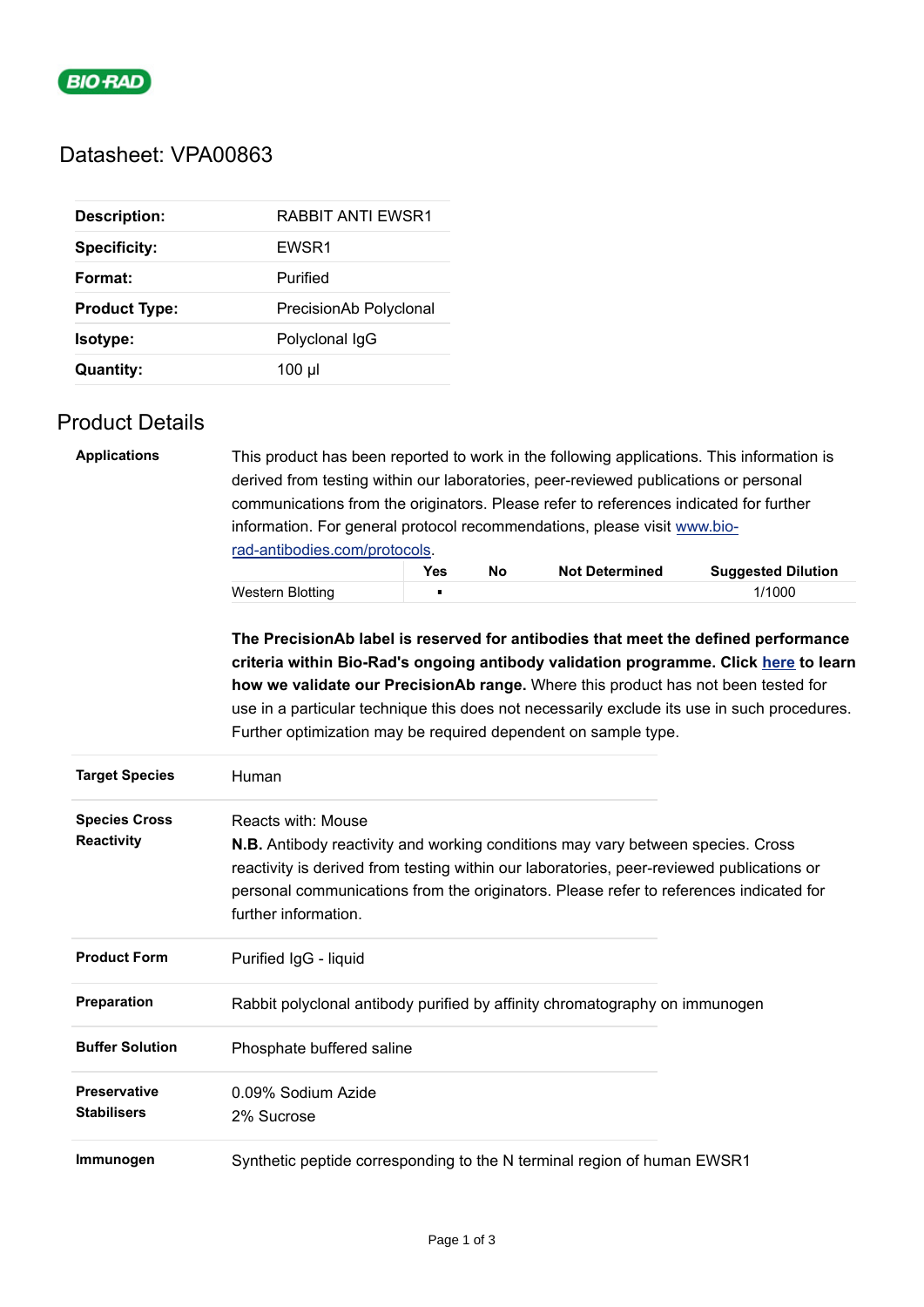# Datasheet: VPA00863

| | |
|---|---|
| **Description:** | RABBIT ANTI EWSR1 |
| **Specificity:** | EWSR1 |
| **Format:** | Purified |
| **Product Type:** | PrecisionAb Polyclonal |
| **Isotype:** | Polyclonal IgG |
| **Quantity:** | 100 µl |

## Product Details

**Applications**

This product has been reported to work in the following applications. This information is derived from testing within our laboratories, peer-reviewed publications or personal communications from the originators. Please refer to references indicated for further information. For general protocol recommendations, please visit www.bio-rad-antibodies.com/protocols.

| | Yes | No | Not Determined | Suggested Dilution |
|---|---|---|---|---|
| Western Blotting | ▪ | | | 1/1000 |

**The PrecisionAb label is reserved for antibodies that meet the defined performance criteria within Bio-Rad's ongoing antibody validation programme. Click here to learn how we validate our PrecisionAb range.** Where this product has not been tested for use in a particular technique this does not necessarily exclude its use in such procedures. Further optimization may be required dependent on sample type.

**Target Species**

Human

**Species Cross Reactivity**

Reacts with: Mouse

**N.B.** Antibody reactivity and working conditions may vary between species. Cross reactivity is derived from testing within our laboratories, peer-reviewed publications or personal communications from the originators. Please refer to references indicated for further information.

**Product Form**

Purified IgG - liquid

**Preparation**

Rabbit polyclonal antibody purified by affinity chromatography on immunogen

**Buffer Solution**

Phosphate buffered saline

**Preservative Stabilisers**

0.09% Sodium Azide
2% Sucrose

**Immunogen**

Synthetic peptide corresponding to the N terminal region of human EWSR1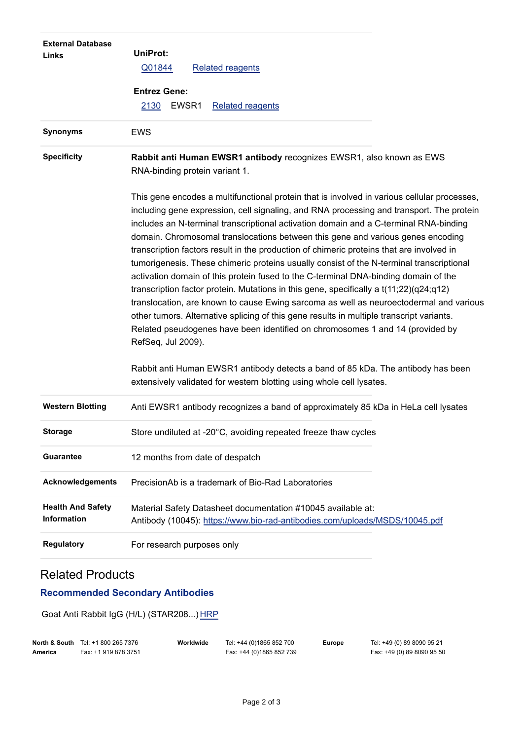| | |
|---|---|
| **External Database Links** | **UniProt:**<br>Q01844 Related reagents<br>**Entrez Gene:**<br>2130 EWSR1 Related reagents |
| **Synonyms** | EWS |
| **Specificity** | **Rabbit anti Human EWSR1 antibody** recognizes EWSR1, also known as EWS RNA-binding protein variant 1.<br><br>This gene encodes a multifunctional protein that is involved in various cellular processes, including gene expression, cell signaling, and RNA processing and transport. The protein includes an N-terminal transcriptional activation domain and a C-terminal RNA-binding domain. Chromosomal translocations between this gene and various genes encoding transcription factors result in the production of chimeric proteins that are involved in tumorigenesis. These chimeric proteins usually consist of the N-terminal transcriptional activation domain of this protein fused to the C-terminal DNA-binding domain of the transcription factor protein. Mutations in this gene, specifically a t(11;22)(q24;q12) translocation, are known to cause Ewing sarcoma as well as neuroectodermal and various other tumors. Alternative splicing of this gene results in multiple transcript variants. Related pseudogenes have been identified on chromosomes 1 and 14 (provided by RefSeq, Jul 2009).<br><br>Rabbit anti Human EWSR1 antibody detects a band of 85 kDa. The antibody has been extensively validated for western blotting using whole cell lysates. |
| **Western Blotting** | Anti EWSR1 antibody recognizes a band of approximately 85 kDa in HeLa cell lysates |
| **Storage** | Store undiluted at -20°C, avoiding repeated freeze thaw cycles |
| **Guarantee** | 12 months from date of despatch |
| **Acknowledgements** | PrecisionAb is a trademark of Bio-Rad Laboratories |
| **Health And Safety Information** | Material Safety Datasheet documentation #10045 available at:<br>Antibody (10045): https://www.bio-rad-antibodies.com/uploads/MSDS/10045.pdf |
| **Regulatory** | For research purposes only |

## Related Products

### Recommended Secondary Antibodies

Goat Anti Rabbit IgG (H/L) (STAR208...) HRP

| | | | | | |
|---|---|---|---|---|---|
| **North & South America** | Tel: +1 800 265 7376<br>Fax: +1 919 878 3751 | **Worldwide** | Tel: +44 (0)1865 852 700<br>Fax: +44 (0)1865 852 739 | **Europe** | Tel: +49 (0) 89 8090 95 21<br>Fax: +49 (0) 89 8090 95 50 |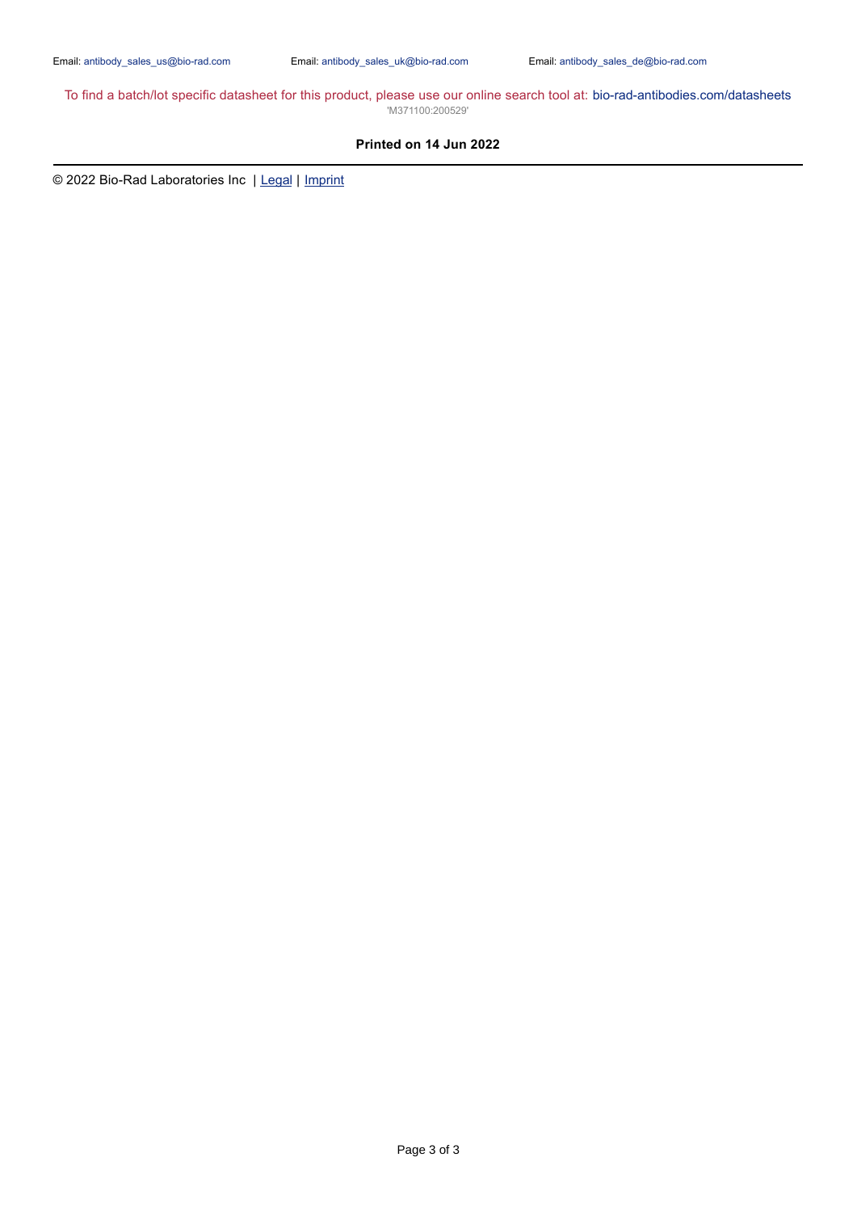Email: antibody_sales_us@bio-rad.com     Email: antibody_sales_uk@bio-rad.com     Email: antibody_sales_de@bio-rad.com

To find a batch/lot specific datasheet for this product, please use our online search tool at: bio-rad-antibodies.com/datasheets
'M371100:200529'

**Printed on 14 Jun 2022**

---

© 2022 Bio-Rad Laboratories Inc | Legal | Imprint